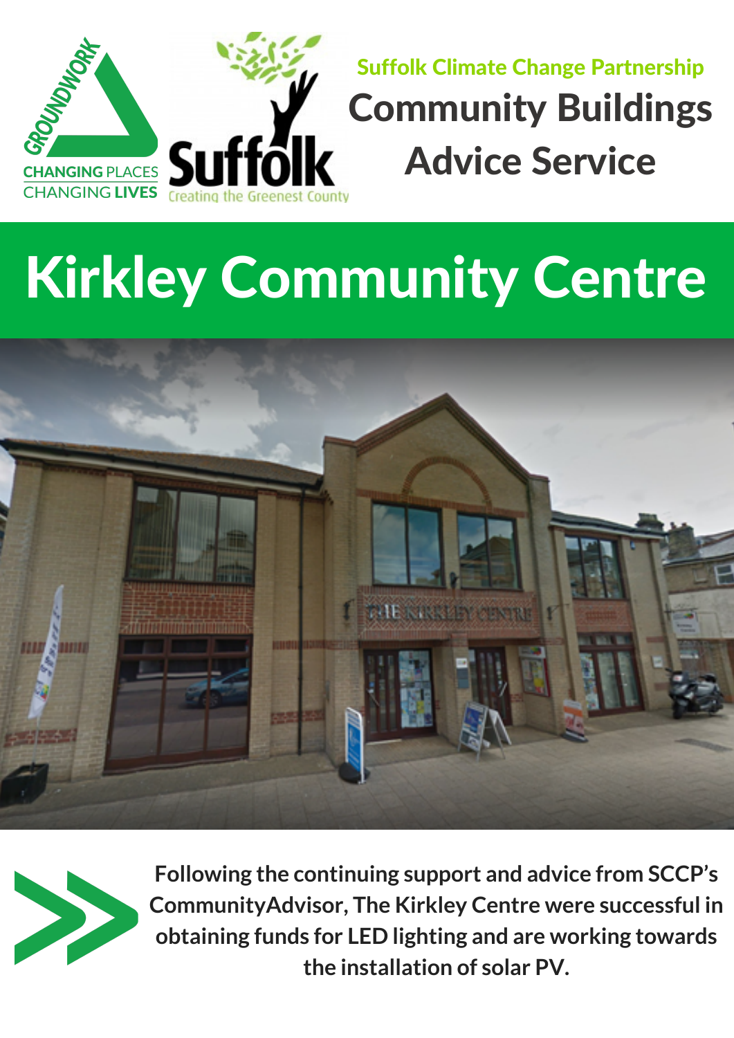GROUNDWORK
CHANGING PLACES
CHANGING LIVES

Suffolk
Creating the Greenest County

Suffolk Climate Change Partnership

# Community Buildings Advice Service

# Kirkley Community Centre

**Following the continuing support and advice from SCCP's CommunityAdvisor, The Kirkley Centre were successful in obtaining funds for LED lighting and are working towards the installation of solar PV.**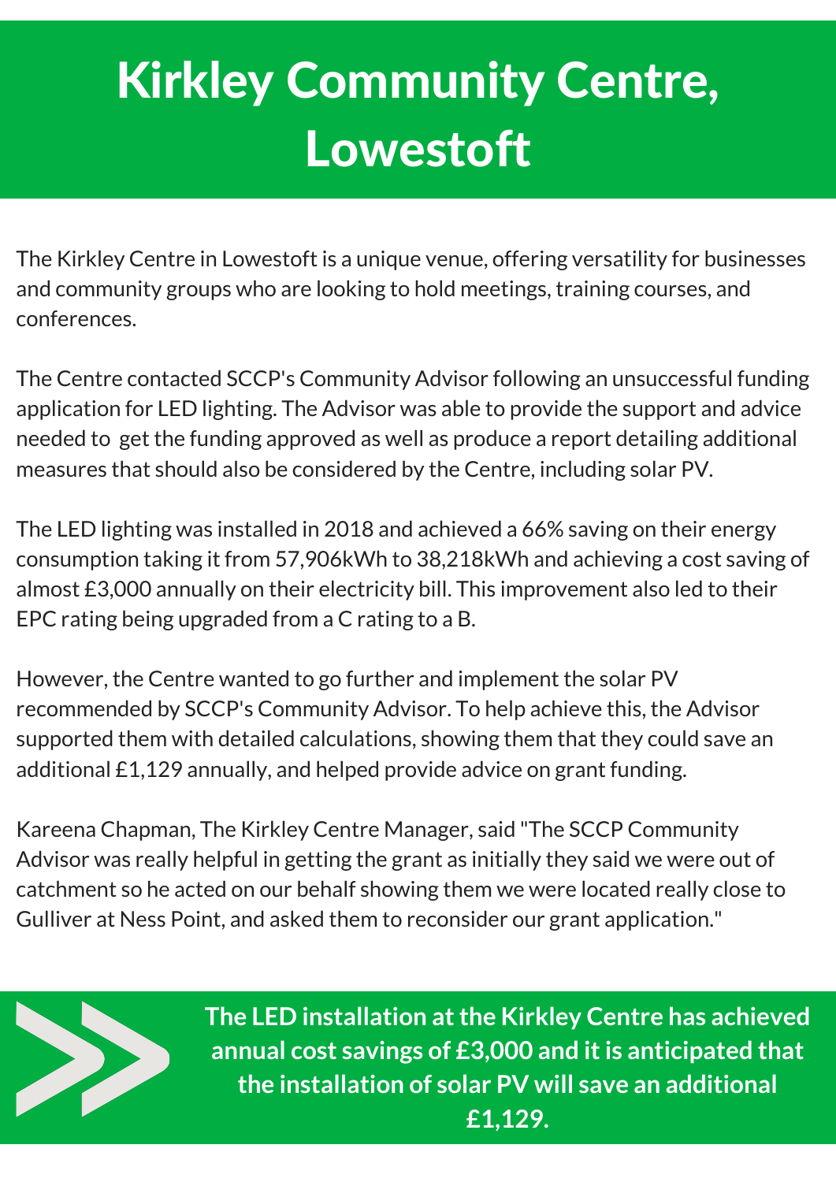# Kirkley Community Centre, Lowestoft

The Kirkley Centre in Lowestoft is a unique venue, offering versatility for businesses and community groups who are looking to hold meetings, training courses, and conferences.

The Centre contacted SCCP's Community Advisor following an unsuccessful funding application for LED lighting. The Advisor was able to provide the support and advice needed to get the funding approved as well as produce a report detailing additional measures that should also be considered by the Centre, including solar PV.

The LED lighting was installed in 2018 and achieved a 66% saving on their energy consumption taking it from 57,906kWh to 38,218kWh and achieving a cost saving of almost £3,000 annually on their electricity bill. This improvement also led to their EPC rating being upgraded from a C rating to a B.

However, the Centre wanted to go further and implement the solar PV recommended by SCCP's Community Advisor. To help achieve this, the Advisor supported them with detailed calculations, showing them that they could save an additional £1,129 annually, and helped provide advice on grant funding.

Kareena Chapman, The Kirkley Centre Manager, said "The SCCP Community Advisor was really helpful in getting the grant as initially they said we were out of catchment so he acted on our behalf showing them we were located really close to Gulliver at Ness Point, and asked them to reconsider our grant application."

**The LED installation at the Kirkley Centre has achieved annual cost savings of £3,000 and it is anticipated that the installation of solar PV will save an additional £1,129.**